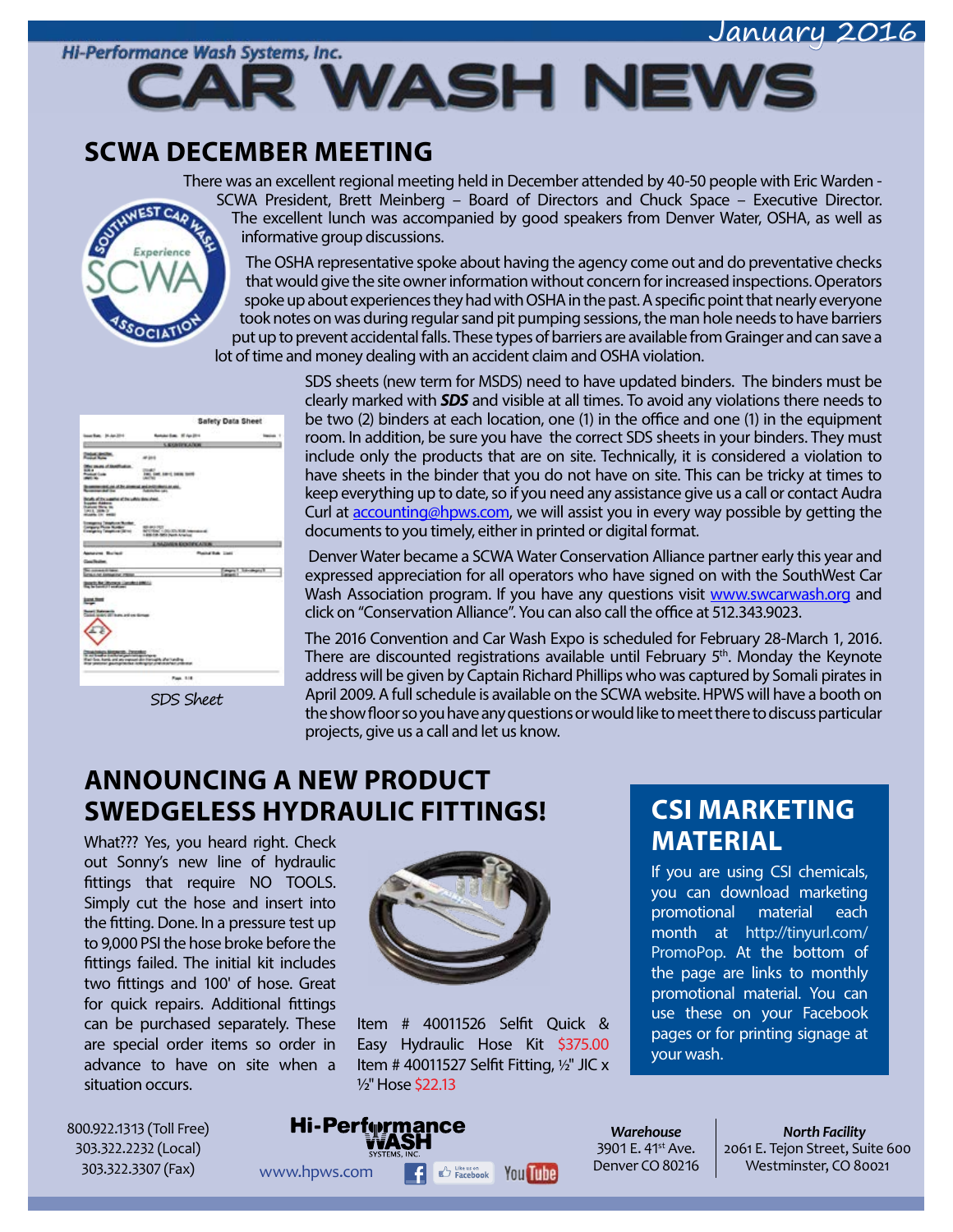Hi-Performance Wash Systems, Inc.

# CAR WASH NEWS

January 2016

## SCWA DECEMBER MEETING

There was an excellent regional meeting held in December attended by 40-50 people with Eric Warden - SCWA President, Brett Meinberg – Board of Directors and Chuck Space – Executive Director. The excellent lunch was accompanied by good speakers from Denver Water, OSHA, as well as informative group discussions.

The OSHA representative spoke about having the agency come out and do preventative checks that would give the site owner information without concern for increased inspections. Operators spoke up about experiences they had with OSHA in the past. A specific point that nearly everyone took notes on was during regular sand pit pumping sessions, the man hole needs to have barriers put up to prevent accidental falls. These types of barriers are available from Grainger and can save a lot of time and money dealing with an accident claim and OSHA violation.

SDS sheets (new term for MSDS) need to have updated binders. The binders must be clearly marked with ***SDS*** and visible at all times. To avoid any violations there needs to be two (2) binders at each location, one (1) in the office and one (1) in the equipment room. In addition, be sure you have the correct SDS sheets in your binders. They must include only the products that are on site. Technically, it is considered a violation to have sheets in the binder that you do not have on site. This can be tricky at times to keep everything up to date, so if you need any assistance give us a call or contact Audra Curl at accounting@hpws.com, we will assist you in every way possible by getting the documents to you timely, either in printed or digital format.

SDS Sheet

Denver Water became a SCWA Water Conservation Alliance partner early this year and expressed appreciation for all operators who have signed on with the SouthWest Car Wash Association program. If you have any questions visit www.swcarwash.org and click on "Conservation Alliance". You can also call the office at 512.343.9023.

The 2016 Convention and Car Wash Expo is scheduled for February 28-March 1, 2016. There are discounted registrations available until February 5th. Monday the Keynote address will be given by Captain Richard Phillips who was captured by Somali pirates in April 2009. A full schedule is available on the SCWA website. HPWS will have a booth on the show floor so you have any questions or would like to meet there to discuss particular projects, give us a call and let us know.

## ANNOUNCING A NEW PRODUCT SWEDGELESS HYDRAULIC FITTINGS!

What??? Yes, you heard right. Check out Sonny's new line of hydraulic fittings that require NO TOOLS. Simply cut the hose and insert into the fitting. Done. In a pressure test up to 9,000 PSI the hose broke before the fittings failed. The initial kit includes two fittings and 100' of hose. Great for quick repairs. Additional fittings can be purchased separately. These are special order items so order in advance to have on site when a situation occurs.

Item # 40011526 Selfit Quick & Easy Hydraulic Hose Kit $375.00
Item # 40011527 Selfit Fitting, ½" JIC x ½" Hose $22.13

## CSI MARKETING MATERIAL

If you are using CSI chemicals, you can download marketing promotional material each month at http://tinyurl.com/PromoPop. At the bottom of the page are links to monthly promotional material. You can use these on your Facebook pages or for printing signage at your wash.

800.922.1313 (Toll Free)
303.322.2232 (Local)
303.322.3307 (Fax)

Hi-Performance WASH SYSTEMS, INC.
www.hpws.com

*Warehouse*
3901 E. 41st Ave.
Denver CO 80216

*North Facility*
2061 E. Tejon Street, Suite 600
Westminster, CO 80021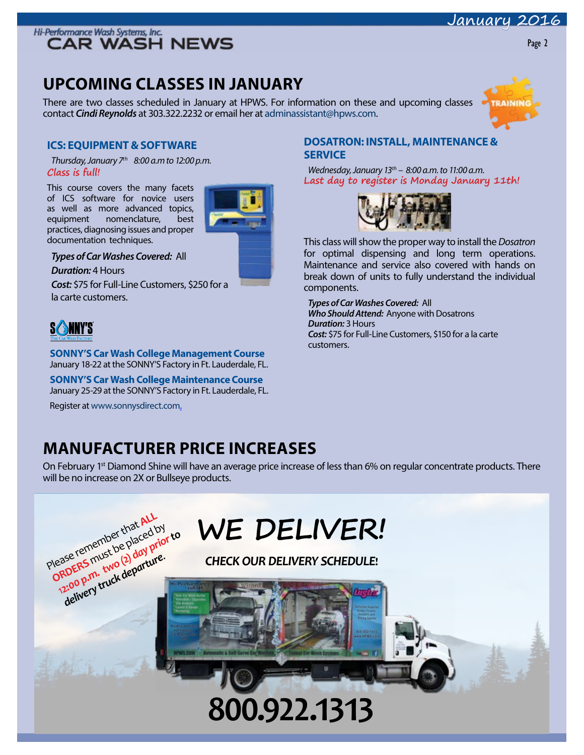## UPCOMING CLASSES IN JANUARY

There are two classes scheduled in January at HPWS. For information on these and upcoming classes contact ***Cindi Reynolds*** at 303.322.2232 or email her at adminassistant@hpws.com.

### ICS: EQUIPMENT & SOFTWARE

*Thursday, January 7th 8:00 a.m to 12:00 p.m.*

**Class is full!**

This course covers the many facets of ICS software for novice users as well as more advanced topics, equipment nomenclature, best practices, diagnosing issues and proper documentation techniques.

***Types of Car Washes Covered:*** All

***Duration:*** 4 Hours

***Cost:*** $75 for Full-Line Customers, $250 for a la carte customers.

**SONNY'S Car Wash College Management Course**
January 18-22 at the SONNY'S Factory in Ft. Lauderdale, FL.

**SONNY'S Car Wash College Maintenance Course**
January 25-29 at the SONNY'S Factory in Ft. Lauderdale, FL.

Register at www.sonnysdirect.com.

### DOSATRON: INSTALL, MAINTENANCE & SERVICE

*Wednesday, January 13th – 8:00 a.m. to 11:00 a.m.*

**Last day to register is Monday January 11th!**

This class will show the proper way to install the *Dosatron* for optimal dispensing and long term operations. Maintenance and service also covered with hands on break down of units to fully understand the individual components.

***Types of Car Washes Covered:*** All
***Who Should Attend:*** Anyone with Dosatrons
***Duration:*** 3 Hours
***Cost:*** $75 for Full-Line Customers, $150 for a la carte customers.

## MANUFACTURER PRICE INCREASES

On February 1st Diamond Shine will have an average price increase of less than 6% on regular concentrate products. There will be no increase on 2X or Bullseye products.

Please remember that **ALL ORDERS** must be placed by **12:00 p.m. two (2) day prior** to **delivery truck departure.**

# WE DELIVER!

***CHECK OUR DELIVERY SCHEDULE!***

**800.922.1313**